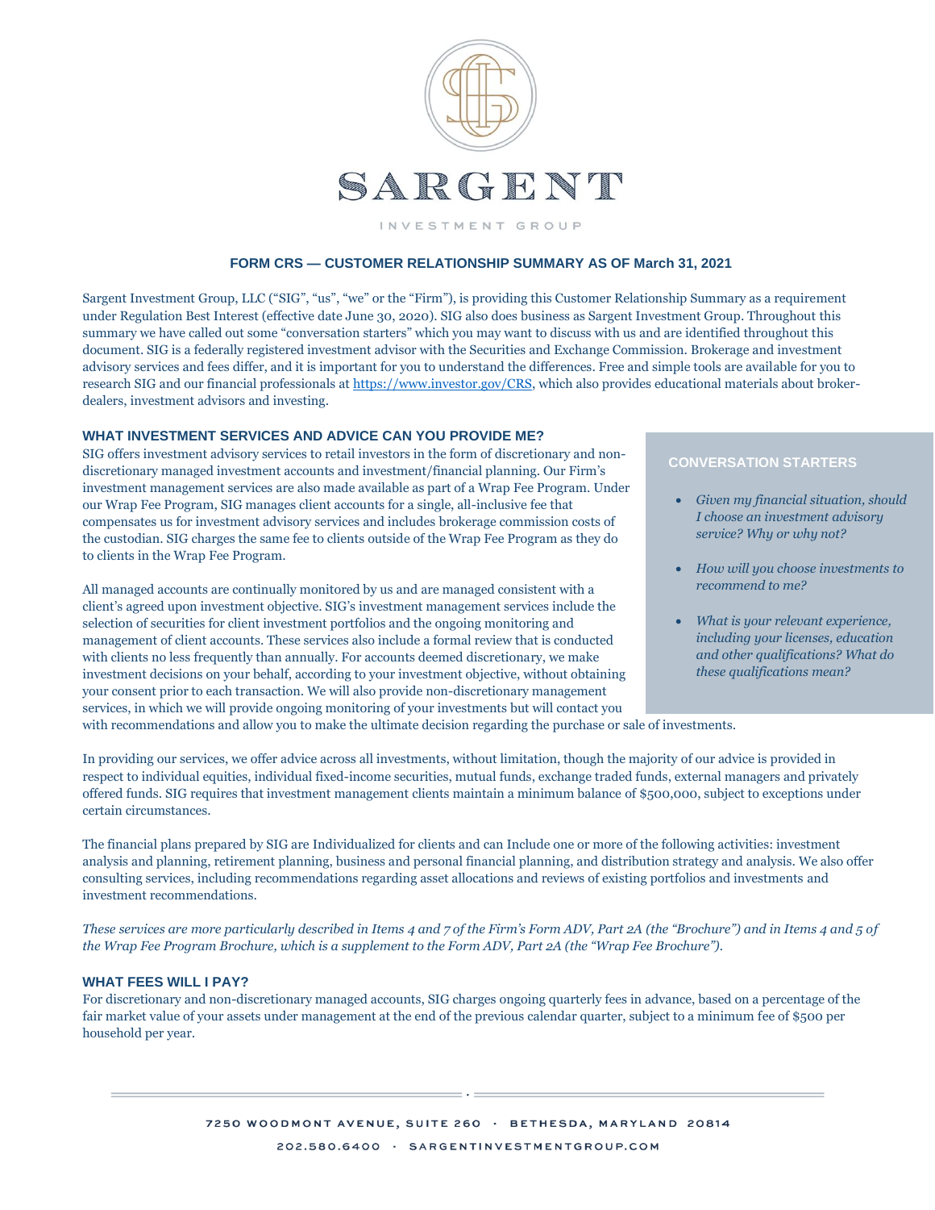# SARGENT

INVESTMENT GROUP

## FORM CRS — CUSTOMER RELATIONSHIP SUMMARY AS OF March 31, 2021

Sargent Investment Group, LLC ("SIG", "us", "we" or the "Firm"), is providing this Customer Relationship Summary as a requirement under Regulation Best Interest (effective date June 30, 2020). SIG also does business as Sargent Investment Group. Throughout this summary we have called out some "conversation starters" which you may want to discuss with us and are identified throughout this document. SIG is a federally registered investment advisor with the Securities and Exchange Commission. Brokerage and investment advisory services and fees differ, and it is important for you to understand the differences. Free and simple tools are available for you to research SIG and our financial professionals at https://www.investor.gov/CRS, which also provides educational materials about broker-dealers, investment advisors and investing.

### WHAT INVESTMENT SERVICES AND ADVICE CAN YOU PROVIDE ME?

SIG offers investment advisory services to retail investors in the form of discretionary and non-discretionary managed investment accounts and investment/financial planning. Our Firm's investment management services are also made available as part of a Wrap Fee Program. Under our Wrap Fee Program, SIG manages client accounts for a single, all-inclusive fee that compensates us for investment advisory services and includes brokerage commission costs of the custodian. SIG charges the same fee to clients outside of the Wrap Fee Program as they do to clients in the Wrap Fee Program.

All managed accounts are continually monitored by us and are managed consistent with a client's agreed upon investment objective. SIG's investment management services include the selection of securities for client investment portfolios and the ongoing monitoring and management of client accounts. These services also include a formal review that is conducted with clients no less frequently than annually. For accounts deemed discretionary, we make investment decisions on your behalf, according to your investment objective, without obtaining your consent prior to each transaction. We will also provide non-discretionary management services, in which we will provide ongoing monitoring of your investments but will contact you with recommendations and allow you to make the ultimate decision regarding the purchase or sale of investments.

**CONVERSATION STARTERS**

- *Given my financial situation, should I choose an investment advisory service? Why or why not?*
- *How will you choose investments to recommend to me?*
- *What is your relevant experience, including your licenses, education and other qualifications? What do these qualifications mean?*

In providing our services, we offer advice across all investments, without limitation, though the majority of our advice is provided in respect to individual equities, individual fixed-income securities, mutual funds, exchange traded funds, external managers and privately offered funds. SIG requires that investment management clients maintain a minimum balance of $500,000, subject to exceptions under certain circumstances.

The financial plans prepared by SIG are Individualized for clients and can Include one or more of the following activities: investment analysis and planning, retirement planning, business and personal financial planning, and distribution strategy and analysis. We also offer consulting services, including recommendations regarding asset allocations and reviews of existing portfolios and investments and investment recommendations.

*These services are more particularly described in Items 4 and 7 of the Firm's Form ADV, Part 2A (the "Brochure") and in Items 4 and 5 of the Wrap Fee Program Brochure, which is a supplement to the Form ADV, Part 2A (the "Wrap Fee Brochure").*

### WHAT FEES WILL I PAY?

For discretionary and non-discretionary managed accounts, SIG charges ongoing quarterly fees in advance, based on a percentage of the fair market value of your assets under management at the end of the previous calendar quarter, subject to a minimum fee of $500 per household per year.

7250 WOODMONT AVENUE, SUITE 260 · BETHESDA, MARYLAND 20814

202.580.6400 · SARGENTINVESTMENTGROUP.COM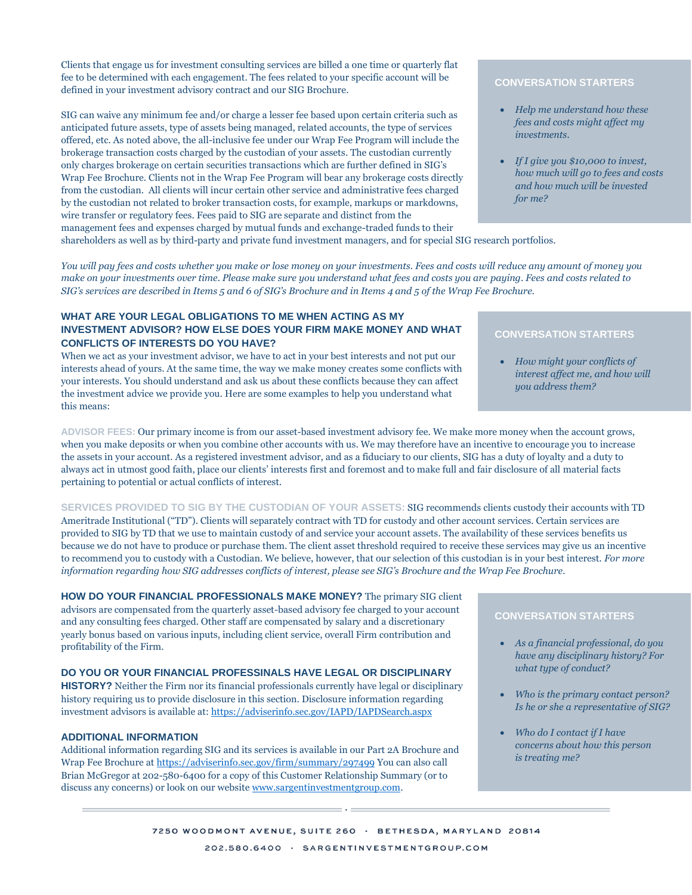Clients that engage us for investment consulting services are billed a one time or quarterly flat fee to be determined with each engagement. The fees related to your specific account will be defined in your investment advisory contract and our SIG Brochure.

SIG can waive any minimum fee and/or charge a lesser fee based upon certain criteria such as anticipated future assets, type of assets being managed, related accounts, the type of services offered, etc. As noted above, the all-inclusive fee under our Wrap Fee Program will include the brokerage transaction costs charged by the custodian of your assets. The custodian currently only charges brokerage on certain securities transactions which are further defined in SIG's Wrap Fee Brochure. Clients not in the Wrap Fee Program will bear any brokerage costs directly from the custodian. All clients will incur certain other service and administrative fees charged by the custodian not related to broker transaction costs, for example, markups or markdowns, wire transfer or regulatory fees. Fees paid to SIG are separate and distinct from the management fees and expenses charged by mutual funds and exchange-traded funds to their shareholders as well as by third-party and private fund investment managers, and for special SIG research portfolios.

*You will pay fees and costs whether you make or lose money on your investments. Fees and costs will reduce any amount of money you make on your investments over time. Please make sure you understand what fees and costs you are paying. Fees and costs related to SIG's services are described in Items 5 and 6 of SIG's Brochure and in Items 4 and 5 of the Wrap Fee Brochure.*

**CONVERSATION STARTERS**

- *Help me understand how these fees and costs might affect my investments.*
- *If I give you $10,000 to invest, how much will go to fees and costs and how much will be invested for me?*

### WHAT ARE YOUR LEGAL OBLIGATIONS TO ME WHEN ACTING AS MY INVESTMENT ADVISOR? HOW ELSE DOES YOUR FIRM MAKE MONEY AND WHAT CONFLICTS OF INTERESTS DO YOU HAVE?

When we act as your investment advisor, we have to act in your best interests and not put our interests ahead of yours. At the same time, the way we make money creates some conflicts with your interests. You should understand and ask us about these conflicts because they can affect the investment advice we provide you. Here are some examples to help you understand what this means:

**CONVERSATION STARTERS**

- *How might your conflicts of interest affect me, and how will you address them?*

**ADVISOR FEES:** Our primary income is from our asset-based investment advisory fee. We make more money when the account grows, when you make deposits or when you combine other accounts with us. We may therefore have an incentive to encourage you to increase the assets in your account. As a registered investment advisor, and as a fiduciary to our clients, SIG has a duty of loyalty and a duty to always act in utmost good faith, place our clients' interests first and foremost and to make full and fair disclosure of all material facts pertaining to potential or actual conflicts of interest.

**SERVICES PROVIDED TO SIG BY THE CUSTODIAN OF YOUR ASSETS:** SIG recommends clients custody their accounts with TD Ameritrade Institutional ("TD"). Clients will separately contract with TD for custody and other account services. Certain services are provided to SIG by TD that we use to maintain custody of and service your account assets. The availability of these services benefits us because we do not have to produce or purchase them. The client asset threshold required to receive these services may give us an incentive to recommend you to custody with a Custodian. We believe, however, that our selection of this custodian is in your best interest. *For more information regarding how SIG addresses conflicts of interest, please see SIG's Brochure and the Wrap Fee Brochure.*

**HOW DO YOUR FINANCIAL PROFESSIONALS MAKE MONEY?** The primary SIG client advisors are compensated from the quarterly asset-based advisory fee charged to your account and any consulting fees charged. Other staff are compensated by salary and a discretionary yearly bonus based on various inputs, including client service, overall Firm contribution and profitability of the Firm.

**DO YOU OR YOUR FINANCIAL PROFESSINALS HAVE LEGAL OR DISCIPLINARY HISTORY?** Neither the Firm nor its financial professionals currently have legal or disciplinary history requiring us to provide disclosure in this section. Disclosure information regarding investment advisors is available at: https://adviserinfo.sec.gov/IAPD/IAPDSearch.aspx

### ADDITIONAL INFORMATION

Additional information regarding SIG and its services is available in our Part 2A Brochure and Wrap Fee Brochure at https://adviserinfo.sec.gov/firm/summary/297499 You can also call Brian McGregor at 202-580-6400 for a copy of this Customer Relationship Summary (or to discuss any concerns) or look on our website www.sargentinvestmentgroup.com.

**CONVERSATION STARTERS**

- *As a financial professional, do you have any disciplinary history? For what type of conduct?*
- *Who is the primary contact person? Is he or she a representative of SIG?*
- *Who do I contact if I have concerns about how this person is treating me?*

7250 WOODMONT AVENUE, SUITE 260 · BETHESDA, MARYLAND 20814

202.580.6400 · SARGENTINVESTMENTGROUP.COM